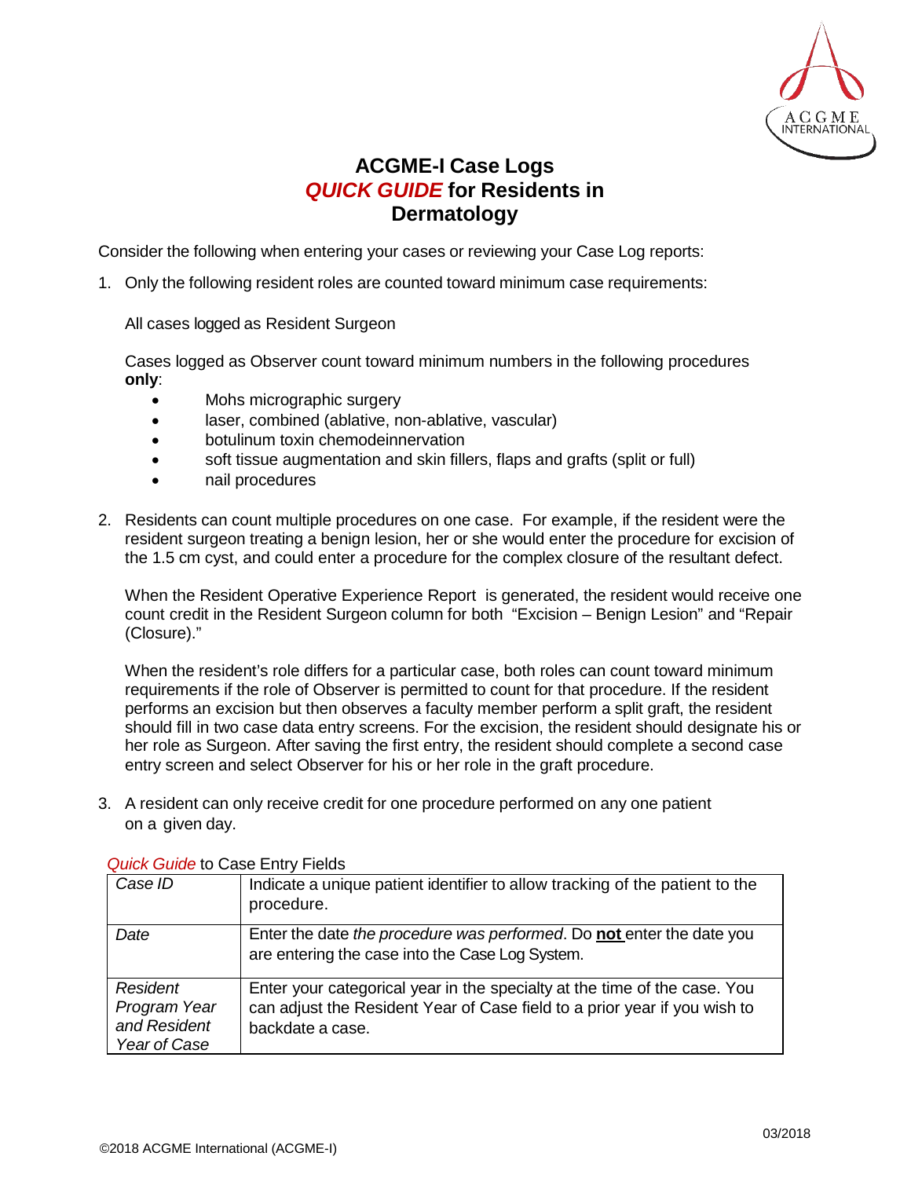# ACGME-I Case Logs

## *QUICK GUIDE* for Residents in Dermatology

Consider the following when entering your cases or reviewing your Case Log reports:

1. Only the following resident roles are counted toward minimum case requirements:

   All cases logged as Resident Surgeon

   Cases logged as Observer count toward minimum numbers in the following procedures **only**:

   - Mohs micrographic surgery
   - laser, combined (ablative, non-ablative, vascular)
   - botulinum toxin chemodeinnervation
   - soft tissue augmentation and skin fillers, flaps and grafts (split or full)
   - nail procedures

2. Residents can count multiple procedures on one case. For example, if the resident were the resident surgeon treating a benign lesion, her or she would enter the procedure for excision of the 1.5 cm cyst, and could enter a procedure for the complex closure of the resultant defect.

   When the Resident Operative Experience Report is generated, the resident would receive one count credit in the Resident Surgeon column for both "Excision – Benign Lesion" and "Repair (Closure)."

   When the resident's role differs for a particular case, both roles can count toward minimum requirements if the role of Observer is permitted to count for that procedure. If the resident performs an excision but then observes a faculty member perform a split graft, the resident should fill in two case data entry screens. For the excision, the resident should designate his or her role as Surgeon. After saving the first entry, the resident should complete a second case entry screen and select Observer for his or her role in the graft procedure.

3. A resident can only receive credit for one procedure performed on any one patient on a given day.

*Quick Guide* to Case Entry Fields

| | |
|---|---|
| *Case ID* | Indicate a unique patient identifier to allow tracking of the patient to the procedure. |
| *Date* | Enter the date *the procedure was performed*. Do **not** enter the date you are entering the case into the Case Log System. |
| *Resident Program Year and Resident Year of Case* | Enter your categorical year in the specialty at the time of the case. You can adjust the Resident Year of Case field to a prior year if you wish to backdate a case. |

©2018 ACGME International (ACGME-I)

03/2018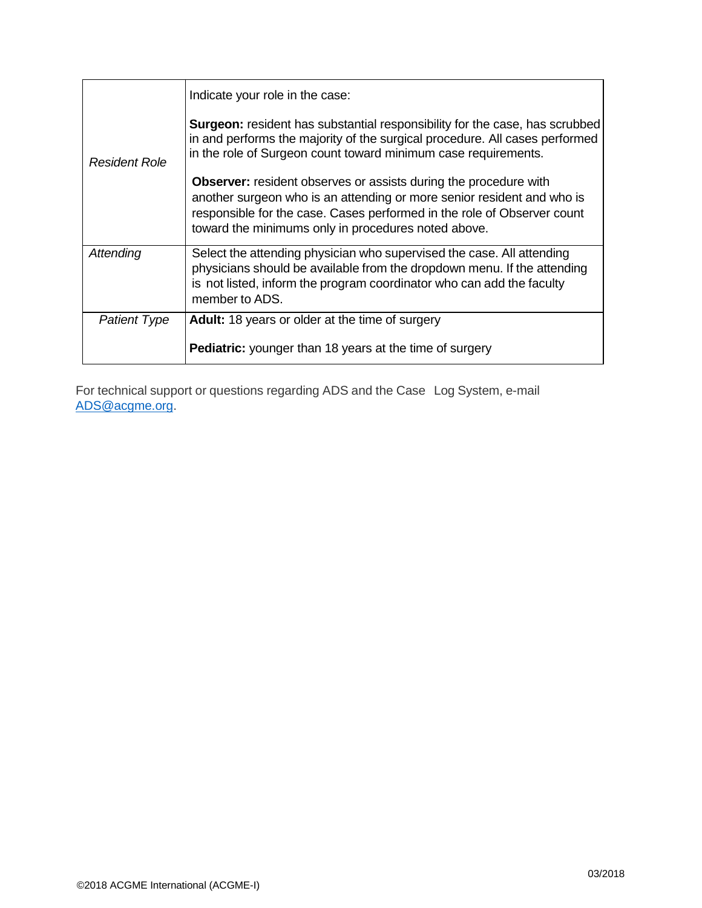| | |
|---|---|
| *Resident Role* | Indicate your role in the case:<br><br>**Surgeon:** resident has substantial responsibility for the case, has scrubbed in and performs the majority of the surgical procedure. All cases performed in the role of Surgeon count toward minimum case requirements.<br><br>**Observer:** resident observes or assists during the procedure with another surgeon who is an attending or more senior resident and who is responsible for the case. Cases performed in the role of Observer count toward the minimums only in procedures noted above. |
| *Attending* | Select the attending physician who supervised the case. All attending physicians should be available from the dropdown menu. If the attending is not listed, inform the program coordinator who can add the faculty member to ADS. |
| *Patient Type* | **Adult:** 18 years or older at the time of surgery<br><br>**Pediatric:** younger than 18 years at the time of surgery |

For technical support or questions regarding ADS and the Case Log System, e-mail ADS@acgme.org.

03/2018

©2018 ACGME International (ACGME-I)